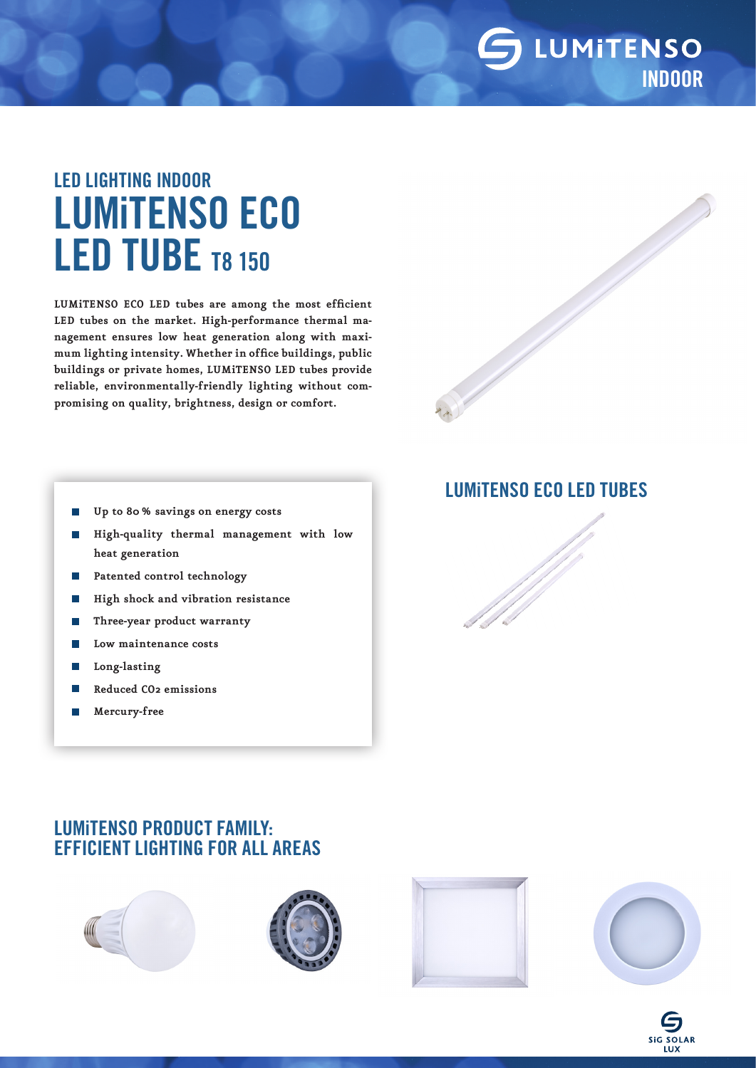LUMiTENSO INDOOR

## LED LIGHTING INDOOR

# LUMiTENSO ECO LED TUBE T8 150

**LUMiTENSO ECO LED tubes are among the most efficient LED tubes on the market. High-performance thermal management ensures low heat generation along with maximum lighting intensity. Whether in office buildings, public buildings or private homes, LUMiTENSO LED tubes provide reliable, environmentally-friendly lighting without compromising on quality, brightness, design or comfort.**

- **Up to 80 % savings on energy costs**
- **High-quality thermal management with low heat generation**
- **Patented control technology**
- **High shock and vibration resistance**
- **Three-year product warranty**
- **Low maintenance costs**
- **Long-lasting**
- **Reduced $CO_2$ emissions**
- **Mercury-free**

## LUMiTENSO ECO LED TUBES

## LUMiTENSO PRODUCT FAMILY: EFFICIENT LIGHTING FOR ALL AREAS

SiG SOLAR LUX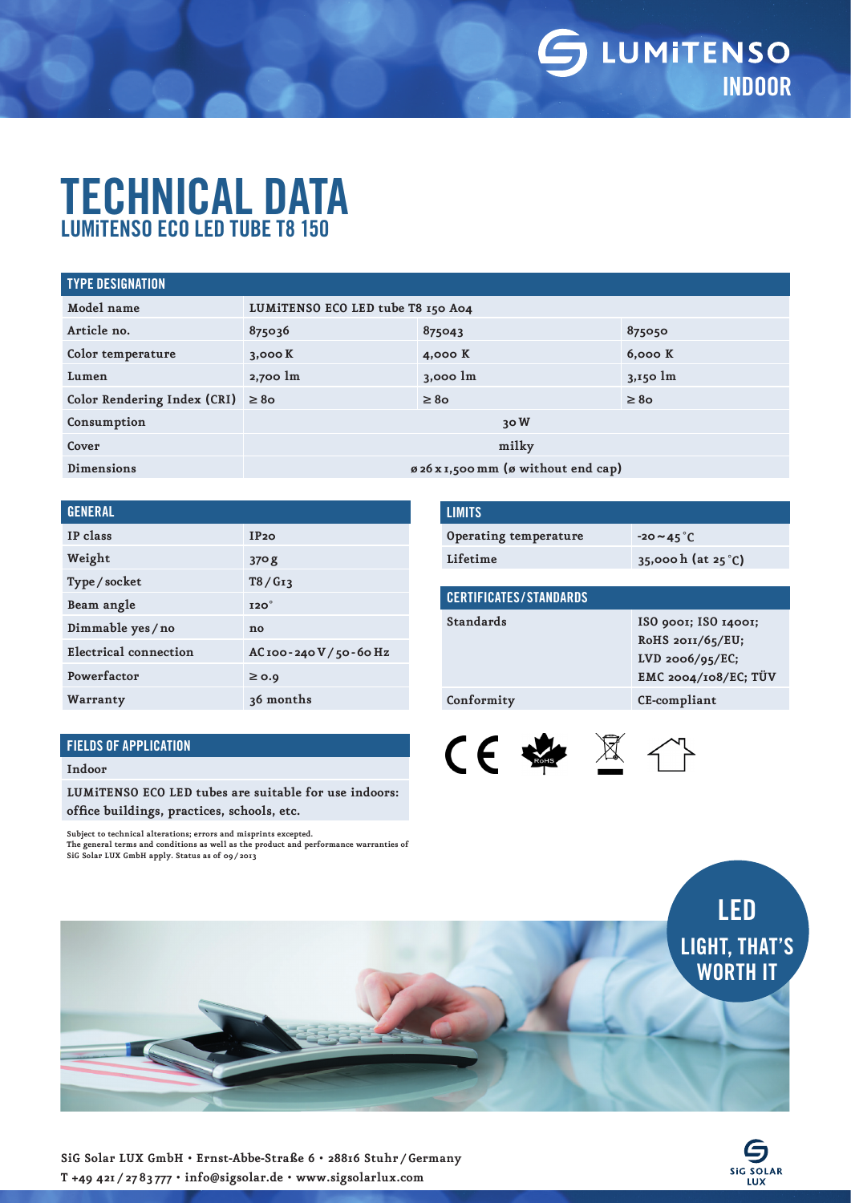LUMiTENSO
INDOOR

# TECHNICAL DATA
## LUMiTENSO ECO LED TUBE T8 150

| TYPE DESIGNATION | | | |
|---|---|---|---|
| Model name | LUMiTENSO ECO LED tube T8 150 A04 | | |
| Article no. | 875036 | 875043 | 875050 |
| Color temperature | 3,000 K | 4,000 K | 6,000 K |
| Lumen | 2,700 lm | 3,000 lm | 3,150 lm |
| Color Rendering Index (CRI) | ≥ 80 | ≥ 80 | ≥ 80 |
| Consumption | 30 W | | |
| Cover | milky | | |
| Dimensions | ø 26 x 1,500 mm (ø without end cap) | | |

| GENERAL | |
|---|---|
| IP class | IP20 |
| Weight | 370 g |
| Type / socket | T8 / G13 |
| Beam angle | 120° |
| Dimmable yes / no | no |
| Electrical connection | AC 100 - 240 V / 50 - 60 Hz |
| Powerfactor | ≥ 0.9 |
| Warranty | 36 months |

| LIMITS | |
|---|---|
| Operating temperature | -20 ~ 45 °C |
| Lifetime | 35,000 h (at 25 °C) |

| CERTIFICATES / STANDARDS | |
|---|---|
| Standards | ISO 9001; ISO 14001; RoHS 2011/65/EU; LVD 2006/95/EC; EMC 2004/108/EC; TÜV |
| Conformity | CE-compliant |

### FIELDS OF APPLICATION

**Indoor**

LUMiTENSO ECO LED tubes are suitable for use indoors: office buildings, practices, schools, etc.

Subject to technical alterations; errors and misprints excepted.
The general terms and conditions as well as the product and performance warranties of SiG Solar LUX GmbH apply. Status as of 09 / 2013

LED
LIGHT, THAT'S WORTH IT

SiG Solar LUX GmbH • Ernst-Abbe-Straße 6 • 28816 Stuhr / Germany
T +49 421 / 27 83 777 • info@sigsolar.de • www.sigsolarlux.com